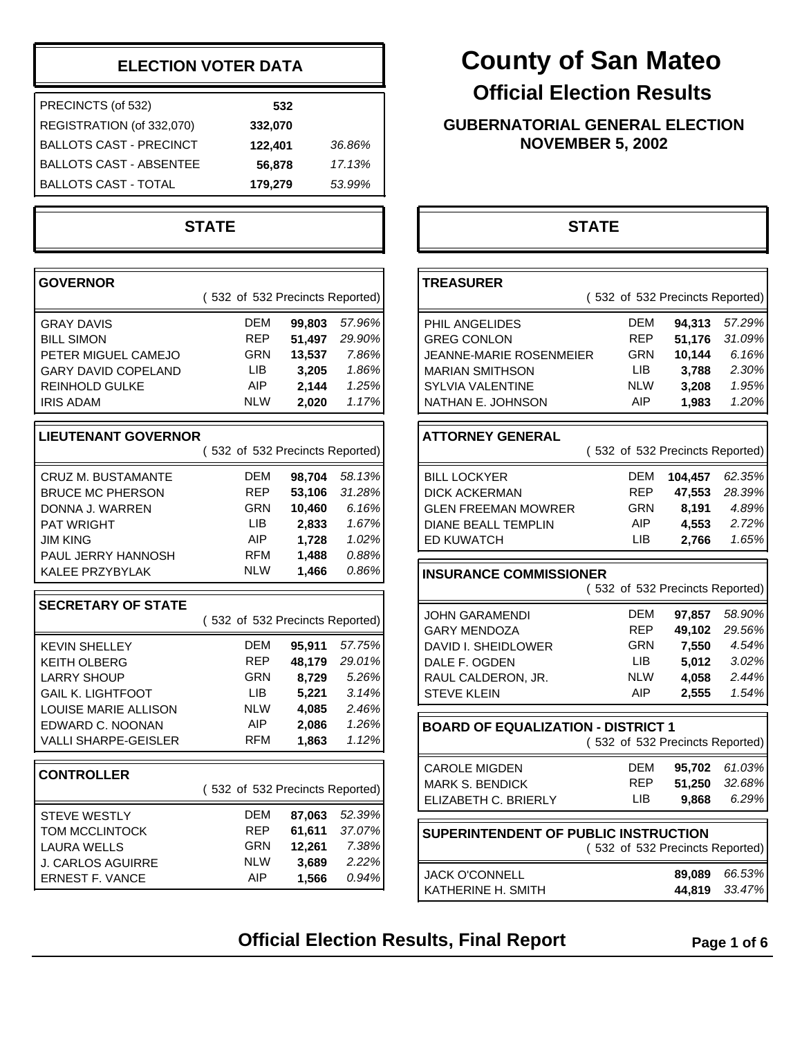# County of San Mateo

## Official Election Results

### GUBERNATORIAL GENERAL ELECTION
### NOVEMBER 5, 2002

**ELECTION VOTER DATA**

| | | |
|---|---|---|
| PRECINCTS (of 532) | 532 | |
| REGISTRATION (of 332,070) | 332,070 | |
| BALLOTS CAST - PRECINCT | 122,401 | 36.86% |
| BALLOTS CAST - ABSENTEE | 56,878 | 17.13% |
| BALLOTS CAST - TOTAL | 179,279 | 53.99% |

## STATE

**GOVERNOR**
( 532 of 532 Precincts Reported)

| | | | |
|---|---|---|---|
| GRAY DAVIS | DEM | 99,803 | 57.96% |
| BILL SIMON | REP | 51,497 | 29.90% |
| PETER MIGUEL CAMEJO | GRN | 13,537 | 7.86% |
| GARY DAVID COPELAND | LIB | 3,205 | 1.86% |
| REINHOLD GULKE | AIP | 2,144 | 1.25% |
| IRIS ADAM | NLW | 2,020 | 1.17% |

**LIEUTENANT GOVERNOR**
( 532 of 532 Precincts Reported)

| | | | |
|---|---|---|---|
| CRUZ M. BUSTAMANTE | DEM | 98,704 | 58.13% |
| BRUCE MC PHERSON | REP | 53,106 | 31.28% |
| DONNA J. WARREN | GRN | 10,460 | 6.16% |
| PAT WRIGHT | LIB | 2,833 | 1.67% |
| JIM KING | AIP | 1,728 | 1.02% |
| PAUL JERRY HANNOSH | RFM | 1,488 | 0.88% |
| KALEE PRZYBYLAK | NLW | 1,466 | 0.86% |

**SECRETARY OF STATE**
( 532 of 532 Precincts Reported)

| | | | |
|---|---|---|---|
| KEVIN SHELLEY | DEM | 95,911 | 57.75% |
| KEITH OLBERG | REP | 48,179 | 29.01% |
| LARRY SHOUP | GRN | 8,729 | 5.26% |
| GAIL K. LIGHTFOOT | LIB | 5,221 | 3.14% |
| LOUISE MARIE ALLISON | NLW | 4,085 | 2.46% |
| EDWARD C. NOONAN | AIP | 2,086 | 1.26% |
| VALLI SHARPE-GEISLER | RFM | 1,863 | 1.12% |

**CONTROLLER**
( 532 of 532 Precincts Reported)

| | | | |
|---|---|---|---|
| STEVE WESTLY | DEM | 87,063 | 52.39% |
| TOM MCCLINTOCK | REP | 61,611 | 37.07% |
| LAURA WELLS | GRN | 12,261 | 7.38% |
| J. CARLOS AGUIRRE | NLW | 3,689 | 2.22% |
| ERNEST F. VANCE | AIP | 1,566 | 0.94% |

## STATE

**TREASURER**
( 532 of 532 Precincts Reported)

| | | | |
|---|---|---|---|
| PHIL ANGELIDES | DEM | 94,313 | 57.29% |
| GREG CONLON | REP | 51,176 | 31.09% |
| JEANNE-MARIE ROSENMEIER | GRN | 10,144 | 6.16% |
| MARIAN SMITHSON | LIB | 3,788 | 2.30% |
| SYLVIA VALENTINE | NLW | 3,208 | 1.95% |
| NATHAN E. JOHNSON | AIP | 1,983 | 1.20% |

**ATTORNEY GENERAL**
( 532 of 532 Precincts Reported)

| | | | |
|---|---|---|---|
| BILL LOCKYER | DEM | 104,457 | 62.35% |
| DICK ACKERMAN | REP | 47,553 | 28.39% |
| GLEN FREEMAN MOWRER | GRN | 8,191 | 4.89% |
| DIANE BEALL TEMPLIN | AIP | 4,553 | 2.72% |
| ED KUWATCH | LIB | 2,766 | 1.65% |

**INSURANCE COMMISSIONER**
( 532 of 532 Precincts Reported)

| | | | |
|---|---|---|---|
| JOHN GARAMENDI | DEM | 97,857 | 58.90% |
| GARY MENDOZA | REP | 49,102 | 29.56% |
| DAVID I. SHEIDLOWER | GRN | 7,550 | 4.54% |
| DALE F. OGDEN | LIB | 5,012 | 3.02% |
| RAUL CALDERON, JR. | NLW | 4,058 | 2.44% |
| STEVE KLEIN | AIP | 2,555 | 1.54% |

**BOARD OF EQUALIZATION - DISTRICT 1**
( 532 of 532 Precincts Reported)

| | | | |
|---|---|---|---|
| CAROLE MIGDEN | DEM | 95,702 | 61.03% |
| MARK S. BENDICK | REP | 51,250 | 32.68% |
| ELIZABETH C. BRIERLY | LIB | 9,868 | 6.29% |

**SUPERINTENDENT OF PUBLIC INSTRUCTION**
( 532 of 532 Precincts Reported)

| | | |
|---|---|---|
| JACK O'CONNELL | 89,089 | 66.53% |
| KATHERINE H. SMITH | 44,819 | 33.47% |

**Official Election Results, Final Report**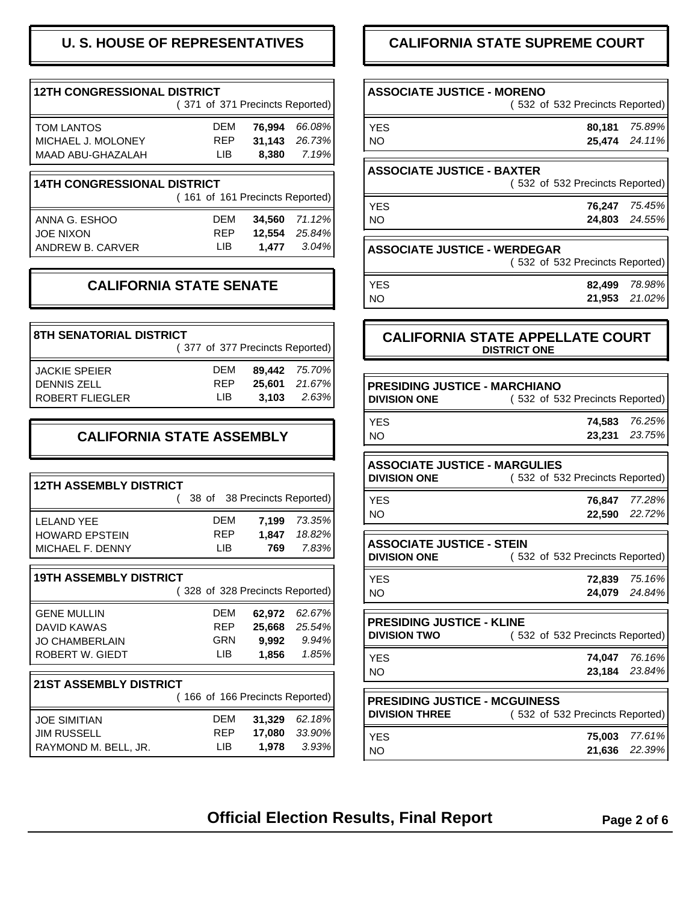## U. S. HOUSE OF REPRESENTATIVES

### 12TH CONGRESSIONAL DISTRICT

( 371 of 371 Precincts Reported)

| Candidate | Party | Votes | Percent |
|---|---|---|---|
| TOM LANTOS | DEM | **76,994** | *66.08%* |
| MICHAEL J. MOLONEY | REP | **31,143** | *26.73%* |
| MAAD ABU-GHAZALAH | LIB | **8,380** | *7.19%* |

### 14TH CONGRESSIONAL DISTRICT

( 161 of 161 Precincts Reported)

| Candidate | Party | Votes | Percent |
|---|---|---|---|
| ANNA G. ESHOO | DEM | **34,560** | *71.12%* |
| JOE NIXON | REP | **12,554** | *25.84%* |
| ANDREW B. CARVER | LIB | **1,477** | *3.04%* |

## CALIFORNIA STATE SENATE

### 8TH SENATORIAL DISTRICT

( 377 of 377 Precincts Reported)

| Candidate | Party | Votes | Percent |
|---|---|---|---|
| JACKIE SPEIER | DEM | **89,442** | *75.70%* |
| DENNIS ZELL | REP | **25,601** | *21.67%* |
| ROBERT FLIEGLER | LIB | **3,103** | *2.63%* |

## CALIFORNIA STATE ASSEMBLY

### 12TH ASSEMBLY DISTRICT

( 38 of 38 Precincts Reported)

| Candidate | Party | Votes | Percent |
|---|---|---|---|
| LELAND YEE | DEM | **7,199** | *73.35%* |
| HOWARD EPSTEIN | REP | **1,847** | *18.82%* |
| MICHAEL F. DENNY | LIB | **769** | *7.83%* |

### 19TH ASSEMBLY DISTRICT

( 328 of 328 Precincts Reported)

| Candidate | Party | Votes | Percent |
|---|---|---|---|
| GENE MULLIN | DEM | **62,972** | *62.67%* |
| DAVID KAWAS | REP | **25,668** | *25.54%* |
| JO CHAMBERLAIN | GRN | **9,992** | *9.94%* |
| ROBERT W. GIEDT | LIB | **1,856** | *1.85%* |

### 21ST ASSEMBLY DISTRICT

( 166 of 166 Precincts Reported)

| Candidate | Party | Votes | Percent |
|---|---|---|---|
| JOE SIMITIAN | DEM | **31,329** | *62.18%* |
| JIM RUSSELL | REP | **17,080** | *33.90%* |
| RAYMOND M. BELL, JR. | LIB | **1,978** | *3.93%* |

## CALIFORNIA STATE SUPREME COURT

### ASSOCIATE JUSTICE - MORENO

( 532 of 532 Precincts Reported)

| Choice | Votes | Percent |
|---|---|---|
| YES | **80,181** | *75.89%* |
| NO | **25,474** | *24.11%* |

### ASSOCIATE JUSTICE - BAXTER

( 532 of 532 Precincts Reported)

| Choice | Votes | Percent |
|---|---|---|
| YES | **76,247** | *75.45%* |
| NO | **24,803** | *24.55%* |

### ASSOCIATE JUSTICE - WERDEGAR

( 532 of 532 Precincts Reported)

| Choice | Votes | Percent |
|---|---|---|
| YES | **82,499** | *78.98%* |
| NO | **21,953** | *21.02%* |

## CALIFORNIA STATE APPELLATE COURT

**DISTRICT ONE**

### PRESIDING JUSTICE - MARCHIANO

**DIVISION ONE** ( 532 of 532 Precincts Reported)

| Choice | Votes | Percent |
|---|---|---|
| YES | **74,583** | *76.25%* |
| NO | **23,231** | *23.75%* |

### ASSOCIATE JUSTICE - MARGULIES

**DIVISION ONE** ( 532 of 532 Precincts Reported)

| Choice | Votes | Percent |
|---|---|---|
| YES | **76,847** | *77.28%* |
| NO | **22,590** | *22.72%* |

### ASSOCIATE JUSTICE - STEIN

**DIVISION ONE** ( 532 of 532 Precincts Reported)

| Choice | Votes | Percent |
|---|---|---|
| YES | **72,839** | *75.16%* |
| NO | **24,079** | *24.84%* |

### PRESIDING JUSTICE - KLINE

**DIVISION TWO** ( 532 of 532 Precincts Reported)

| Choice | Votes | Percent |
|---|---|---|
| YES | **74,047** | *76.16%* |
| NO | **23,184** | *23.84%* |

### PRESIDING JUSTICE - MCGUINESS

**DIVISION THREE** ( 532 of 532 Precincts Reported)

| Choice | Votes | Percent |
|---|---|---|
| YES | **75,003** | *77.61%* |
| NO | **21,636** | *22.39%* |

**Official Election Results, Final Report**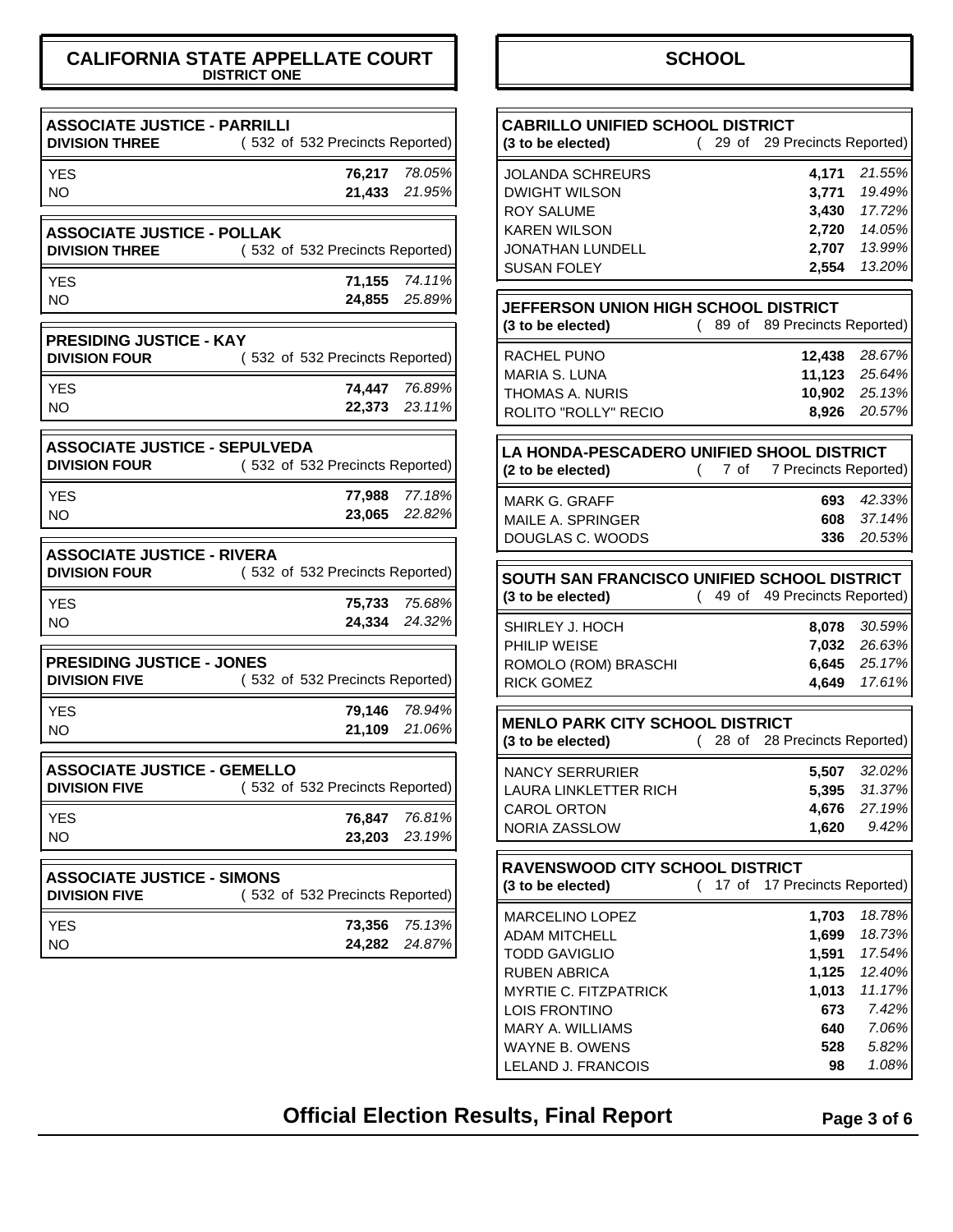## CALIFORNIA STATE APPELLATE COURT
### DISTRICT ONE

### ASSOCIATE JUSTICE - PARRILLI
**DIVISION THREE** ( 532 of 532 Precincts Reported)

| | Votes | Percent |
|---|---|---|
| YES | **76,217** | *78.05%* |
| NO | **21,433** | *21.95%* |

### ASSOCIATE JUSTICE - POLLAK
**DIVISION THREE** ( 532 of 532 Precincts Reported)

| | Votes | Percent |
|---|---|---|
| YES | **71,155** | *74.11%* |
| NO | **24,855** | *25.89%* |

### PRESIDING JUSTICE - KAY
**DIVISION FOUR** ( 532 of 532 Precincts Reported)

| | Votes | Percent |
|---|---|---|
| YES | **74,447** | *76.89%* |
| NO | **22,373** | *23.11%* |

### ASSOCIATE JUSTICE - SEPULVEDA
**DIVISION FOUR** ( 532 of 532 Precincts Reported)

| | Votes | Percent |
|---|---|---|
| YES | **77,988** | *77.18%* |
| NO | **23,065** | *22.82%* |

### ASSOCIATE JUSTICE - RIVERA
**DIVISION FOUR** ( 532 of 532 Precincts Reported)

| | Votes | Percent |
|---|---|---|
| YES | **75,733** | *75.68%* |
| NO | **24,334** | *24.32%* |

### PRESIDING JUSTICE - JONES
**DIVISION FIVE** ( 532 of 532 Precincts Reported)

| | Votes | Percent |
|---|---|---|
| YES | **79,146** | *78.94%* |
| NO | **21,109** | *21.06%* |

### ASSOCIATE JUSTICE - GEMELLO
**DIVISION FIVE** ( 532 of 532 Precincts Reported)

| | Votes | Percent |
|---|---|---|
| YES | **76,847** | *76.81%* |
| NO | **23,203** | *23.19%* |

### ASSOCIATE JUSTICE - SIMONS
**DIVISION FIVE** ( 532 of 532 Precincts Reported)

| | Votes | Percent |
|---|---|---|
| YES | **73,356** | *75.13%* |
| NO | **24,282** | *24.87%* |

## SCHOOL

### CABRILLO UNIFIED SCHOOL DISTRICT
**(3 to be elected)** ( 29 of 29 Precincts Reported)

| Candidate | Votes | Percent |
|---|---|---|
| JOLANDA SCHREURS | **4,171** | *21.55%* |
| DWIGHT WILSON | **3,771** | *19.49%* |
| ROY SALUME | **3,430** | *17.72%* |
| KAREN WILSON | **2,720** | *14.05%* |
| JONATHAN LUNDELL | **2,707** | *13.99%* |
| SUSAN FOLEY | **2,554** | *13.20%* |

### JEFFERSON UNION HIGH SCHOOL DISTRICT
**(3 to be elected)** ( 89 of 89 Precincts Reported)

| Candidate | Votes | Percent |
|---|---|---|
| RACHEL PUNO | **12,438** | *28.67%* |
| MARIA S. LUNA | **11,123** | *25.64%* |
| THOMAS A. NURIS | **10,902** | *25.13%* |
| ROLITO "ROLLY" RECIO | **8,926** | *20.57%* |

### LA HONDA-PESCADERO UNIFIED SHOOL DISTRICT
**(2 to be elected)** ( 7 of 7 Precincts Reported)

| Candidate | Votes | Percent |
|---|---|---|
| MARK G. GRAFF | **693** | *42.33%* |
| MAILE A. SPRINGER | **608** | *37.14%* |
| DOUGLAS C. WOODS | **336** | *20.53%* |

### SOUTH SAN FRANCISCO UNIFIED SCHOOL DISTRICT
**(3 to be elected)** ( 49 of 49 Precincts Reported)

| Candidate | Votes | Percent |
|---|---|---|
| SHIRLEY J. HOCH | **8,078** | *30.59%* |
| PHILIP WEISE | **7,032** | *26.63%* |
| ROMOLO (ROM) BRASCHI | **6,645** | *25.17%* |
| RICK GOMEZ | **4,649** | *17.61%* |

### MENLO PARK CITY SCHOOL DISTRICT
**(3 to be elected)** ( 28 of 28 Precincts Reported)

| Candidate | Votes | Percent |
|---|---|---|
| NANCY SERRURIER | **5,507** | *32.02%* |
| LAURA LINKLETTER RICH | **5,395** | *31.37%* |
| CAROL ORTON | **4,676** | *27.19%* |
| NORIA ZASSLOW | **1,620** | *9.42%* |

### RAVENSWOOD CITY SCHOOL DISTRICT
**(3 to be elected)** ( 17 of 17 Precincts Reported)

| Candidate | Votes | Percent |
|---|---|---|
| MARCELINO LOPEZ | **1,703** | *18.78%* |
| ADAM MITCHELL | **1,699** | *18.73%* |
| TODD GAVIGLIO | **1,591** | *17.54%* |
| RUBEN ABRICA | **1,125** | *12.40%* |
| MYRTIE C. FITZPATRICK | **1,013** | *11.17%* |
| LOIS FRONTINO | **673** | *7.42%* |
| MARY A. WILLIAMS | **640** | *7.06%* |
| WAYNE B. OWENS | **528** | *5.82%* |
| LELAND J. FRANCOIS | **98** | *1.08%* |

**Official Election Results, Final Report**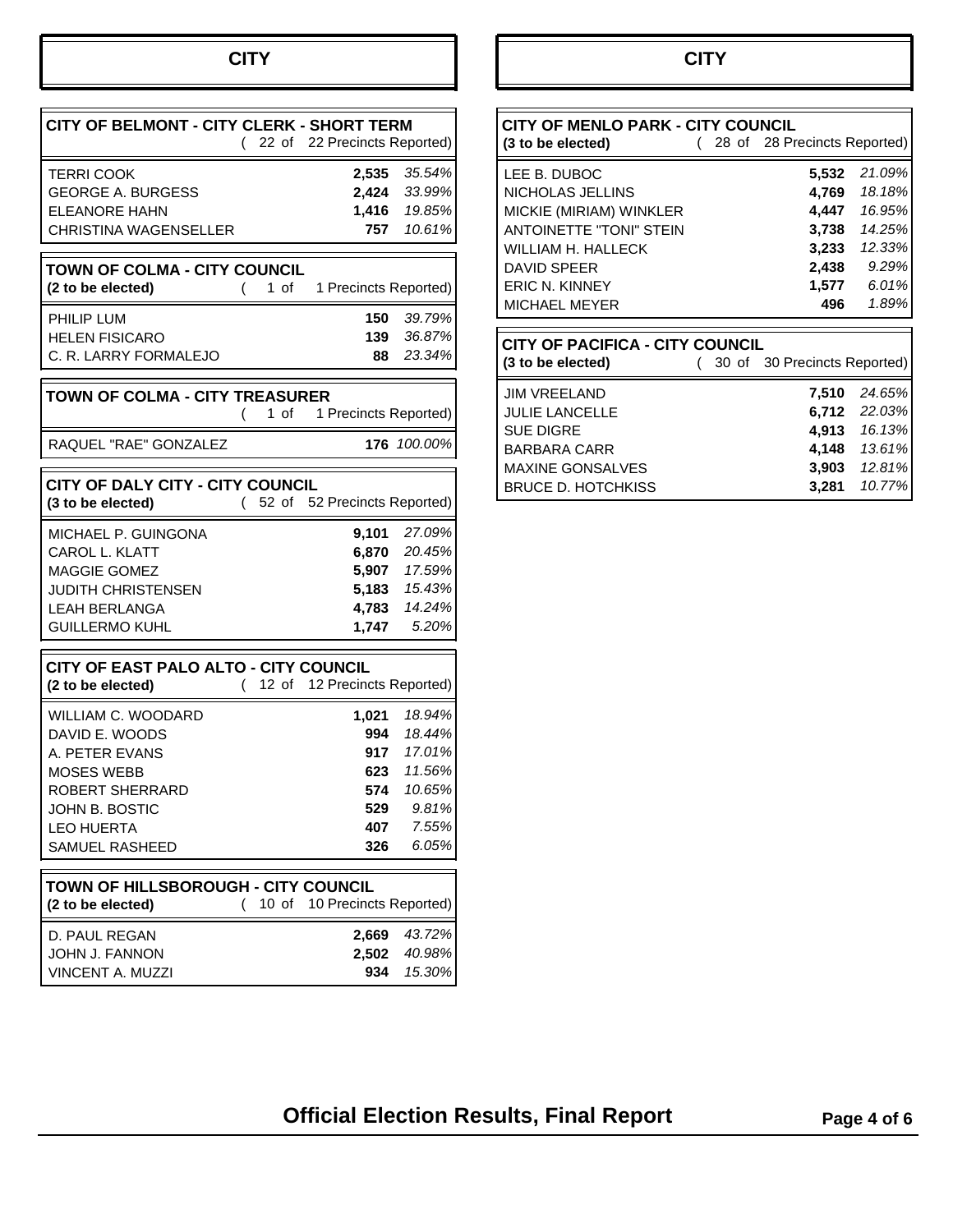## CITY

### CITY OF BELMONT - CITY CLERK - SHORT TERM

( 22 of 22 Precincts Reported)

| Candidate | Votes | Percent |
|---|---|---|
| TERRI COOK | **2,535** | *35.54%* |
| GEORGE A. BURGESS | **2,424** | *33.99%* |
| ELEANORE HAHN | **1,416** | *19.85%* |
| CHRISTINA WAGENSELLER | **757** | *10.61%* |

### TOWN OF COLMA - CITY COUNCIL

**(2 to be elected)** ( 1 of 1 Precincts Reported)

| Candidate | Votes | Percent |
|---|---|---|
| PHILIP LUM | **150** | *39.79%* |
| HELEN FISICARO | **139** | *36.87%* |
| C. R. LARRY FORMALEJO | **88** | *23.34%* |

### TOWN OF COLMA - CITY TREASURER

( 1 of 1 Precincts Reported)

| Candidate | Votes | Percent |
|---|---|---|
| RAQUEL "RAE" GONZALEZ | **176** | *100.00%* |

### CITY OF DALY CITY - CITY COUNCIL

**(3 to be elected)** ( 52 of 52 Precincts Reported)

| Candidate | Votes | Percent |
|---|---|---|
| MICHAEL P. GUINGONA | **9,101** | *27.09%* |
| CAROL L. KLATT | **6,870** | *20.45%* |
| MAGGIE GOMEZ | **5,907** | *17.59%* |
| JUDITH CHRISTENSEN | **5,183** | *15.43%* |
| LEAH BERLANGA | **4,783** | *14.24%* |
| GUILLERMO KUHL | **1,747** | *5.20%* |

### CITY OF EAST PALO ALTO - CITY COUNCIL

**(2 to be elected)** ( 12 of 12 Precincts Reported)

| Candidate | Votes | Percent |
|---|---|---|
| WILLIAM C. WOODARD | **1,021** | *18.94%* |
| DAVID E. WOODS | **994** | *18.44%* |
| A. PETER EVANS | **917** | *17.01%* |
| MOSES WEBB | **623** | *11.56%* |
| ROBERT SHERRARD | **574** | *10.65%* |
| JOHN B. BOSTIC | **529** | *9.81%* |
| LEO HUERTA | **407** | *7.55%* |
| SAMUEL RASHEED | **326** | *6.05%* |

### TOWN OF HILLSBOROUGH - CITY COUNCIL

**(2 to be elected)** ( 10 of 10 Precincts Reported)

| Candidate | Votes | Percent |
|---|---|---|
| D. PAUL REGAN | **2,669** | *43.72%* |
| JOHN J. FANNON | **2,502** | *40.98%* |
| VINCENT A. MUZZI | **934** | *15.30%* |

### CITY OF MENLO PARK - CITY COUNCIL

**(3 to be elected)** ( 28 of 28 Precincts Reported)

| Candidate | Votes | Percent |
|---|---|---|
| LEE B. DUBOC | **5,532** | *21.09%* |
| NICHOLAS JELLINS | **4,769** | *18.18%* |
| MICKIE (MIRIAM) WINKLER | **4,447** | *16.95%* |
| ANTOINETTE "TONI" STEIN | **3,738** | *14.25%* |
| WILLIAM H. HALLECK | **3,233** | *12.33%* |
| DAVID SPEER | **2,438** | *9.29%* |
| ERIC N. KINNEY | **1,577** | *6.01%* |
| MICHAEL MEYER | **496** | *1.89%* |

### CITY OF PACIFICA - CITY COUNCIL

**(3 to be elected)** ( 30 of 30 Precincts Reported)

| Candidate | Votes | Percent |
|---|---|---|
| JIM VREELAND | **7,510** | *24.65%* |
| JULIE LANCELLE | **6,712** | *22.03%* |
| SUE DIGRE | **4,913** | *16.13%* |
| BARBARA CARR | **4,148** | *13.61%* |
| MAXINE GONSALVES | **3,903** | *12.81%* |
| BRUCE D. HOTCHKISS | **3,281** | *10.77%* |

**Official Election Results, Final Report**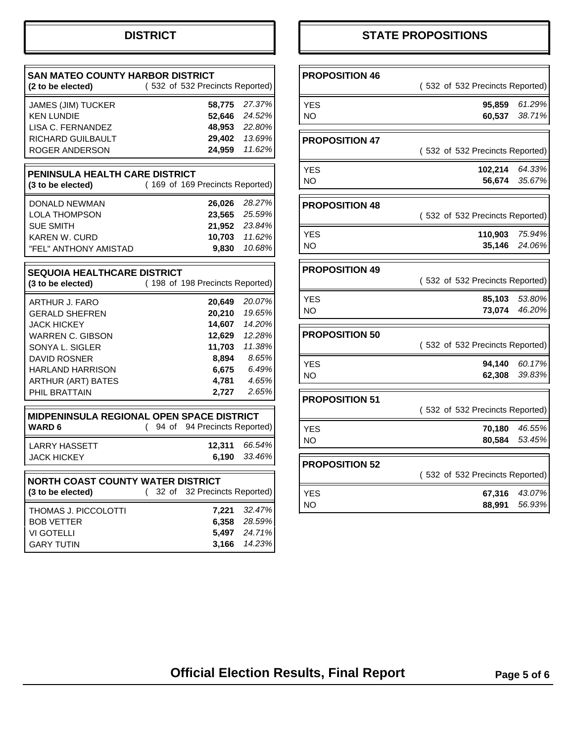## DISTRICT

### SAN MATEO COUNTY HARBOR DISTRICT

**(2 to be elected)** ( 532 of 532 Precincts Reported)

| Candidate | Votes | Percent |
|---|---|---|
| JAMES (JIM) TUCKER | **58,775** | *27.37%* |
| KEN LUNDIE | **52,646** | *24.52%* |
| LISA C. FERNANDEZ | **48,953** | *22.80%* |
| RICHARD GUILBAULT | **29,402** | *13.69%* |
| ROGER ANDERSON | **24,959** | *11.62%* |

### PENINSULA HEALTH CARE DISTRICT

**(3 to be elected)** ( 169 of 169 Precincts Reported)

| Candidate | Votes | Percent |
|---|---|---|
| DONALD NEWMAN | **26,026** | *28.27%* |
| LOLA THOMPSON | **23,565** | *25.59%* |
| SUE SMITH | **21,952** | *23.84%* |
| KAREN W. CURD | **10,703** | *11.62%* |
| "FEL" ANTHONY AMISTAD | **9,830** | *10.68%* |

### SEQUOIA HEALTHCARE DISTRICT

**(3 to be elected)** ( 198 of 198 Precincts Reported)

| Candidate | Votes | Percent |
|---|---|---|
| ARTHUR J. FARO | **20,649** | *20.07%* |
| GERALD SHEFREN | **20,210** | *19.65%* |
| JACK HICKEY | **14,607** | *14.20%* |
| WARREN C. GIBSON | **12,629** | *12.28%* |
| SONYA L. SIGLER | **11,703** | *11.38%* |
| DAVID ROSNER | **8,894** | *8.65%* |
| HARLAND HARRISON | **6,675** | *6.49%* |
| ARTHUR (ART) BATES | **4,781** | *4.65%* |
| PHIL BRATTAIN | **2,727** | *2.65%* |

### MIDPENINSULA REGIONAL OPEN SPACE DISTRICT

**WARD 6** ( 94 of 94 Precincts Reported)

| Candidate | Votes | Percent |
|---|---|---|
| LARRY HASSETT | **12,311** | *66.54%* |
| JACK HICKEY | **6,190** | *33.46%* |

### NORTH COAST COUNTY WATER DISTRICT

**(3 to be elected)** ( 32 of 32 Precincts Reported)

| Candidate | Votes | Percent |
|---|---|---|
| THOMAS J. PICCOLOTTI | **7,221** | *32.47%* |
| BOB VETTER | **6,358** | *28.59%* |
| VI GOTELLI | **5,497** | *24.71%* |
| GARY TUTIN | **3,166** | *14.23%* |

## STATE PROPOSITIONS

### PROPOSITION 46

( 532 of 532 Precincts Reported)

| Choice | Votes | Percent |
|---|---|---|
| YES | **95,859** | *61.29%* |
| NO | **60,537** | *38.71%* |

### PROPOSITION 47

( 532 of 532 Precincts Reported)

| Choice | Votes | Percent |
|---|---|---|
| YES | **102,214** | *64.33%* |
| NO | **56,674** | *35.67%* |

### PROPOSITION 48

( 532 of 532 Precincts Reported)

| Choice | Votes | Percent |
|---|---|---|
| YES | **110,903** | *75.94%* |
| NO | **35,146** | *24.06%* |

### PROPOSITION 49

( 532 of 532 Precincts Reported)

| Choice | Votes | Percent |
|---|---|---|
| YES | **85,103** | *53.80%* |
| NO | **73,074** | *46.20%* |

### PROPOSITION 50

( 532 of 532 Precincts Reported)

| Choice | Votes | Percent |
|---|---|---|
| YES | **94,140** | *60.17%* |
| NO | **62,308** | *39.83%* |

### PROPOSITION 51

( 532 of 532 Precincts Reported)

| Choice | Votes | Percent |
|---|---|---|
| YES | **70,180** | *46.55%* |
| NO | **80,584** | *53.45%* |

### PROPOSITION 52

( 532 of 532 Precincts Reported)

| Choice | Votes | Percent |
|---|---|---|
| YES | **67,316** | *43.07%* |
| NO | **88,991** | *56.93%* |

**Official Election Results, Final Report**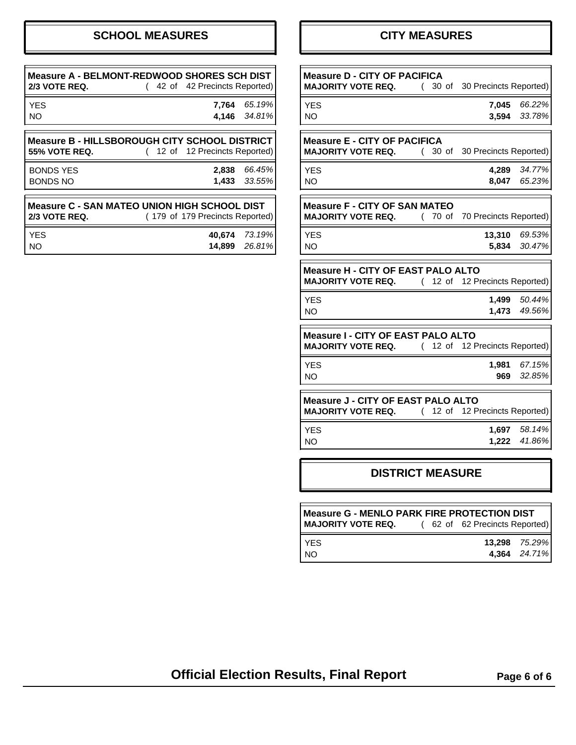## SCHOOL MEASURES

### Measure A - BELMONT-REDWOOD SHORES SCH DIST

**2/3 VOTE REQ.** ( 42 of 42 Precincts Reported)

| | | |
|---|---|---|
| YES | **7,764** | *65.19%* |
| NO | **4,146** | *34.81%* |

### Measure B - HILLSBOROUGH CITY SCHOOL DISTRICT

**55% VOTE REQ.** ( 12 of 12 Precincts Reported)

| | | |
|---|---|---|
| BONDS YES | **2,838** | *66.45%* |
| BONDS NO | **1,433** | *33.55%* |

### Measure C - SAN MATEO UNION HIGH SCHOOL DIST

**2/3 VOTE REQ.** ( 179 of 179 Precincts Reported)

| | | |
|---|---|---|
| YES | **40,674** | *73.19%* |
| NO | **14,899** | *26.81%* |

## CITY MEASURES

### Measure D - CITY OF PACIFICA

**MAJORITY VOTE REQ.** ( 30 of 30 Precincts Reported)

| | | |
|---|---|---|
| YES | **7,045** | *66.22%* |
| NO | **3,594** | *33.78%* |

### Measure E - CITY OF PACIFICA

**MAJORITY VOTE REQ.** ( 30 of 30 Precincts Reported)

| | | |
|---|---|---|
| YES | **4,289** | *34.77%* |
| NO | **8,047** | *65.23%* |

### Measure F - CITY OF SAN MATEO

**MAJORITY VOTE REQ.** ( 70 of 70 Precincts Reported)

| | | |
|---|---|---|
| YES | **13,310** | *69.53%* |
| NO | **5,834** | *30.47%* |

### Measure H - CITY OF EAST PALO ALTO

**MAJORITY VOTE REQ.** ( 12 of 12 Precincts Reported)

| | | |
|---|---|---|
| YES | **1,499** | *50.44%* |
| NO | **1,473** | *49.56%* |

### Measure I - CITY OF EAST PALO ALTO

**MAJORITY VOTE REQ.** ( 12 of 12 Precincts Reported)

| | | |
|---|---|---|
| YES | **1,981** | *67.15%* |
| NO | **969** | *32.85%* |

### Measure J - CITY OF EAST PALO ALTO

**MAJORITY VOTE REQ.** ( 12 of 12 Precincts Reported)

| | | |
|---|---|---|
| YES | **1,697** | *58.14%* |
| NO | **1,222** | *41.86%* |

## DISTRICT MEASURE

### Measure G - MENLO PARK FIRE PROTECTION DIST

**MAJORITY VOTE REQ.** ( 62 of 62 Precincts Reported)

| | | |
|---|---|---|
| YES | **13,298** | *75.29%* |
| NO | **4,364** | *24.71%* |

**Official Election Results, Final Report**